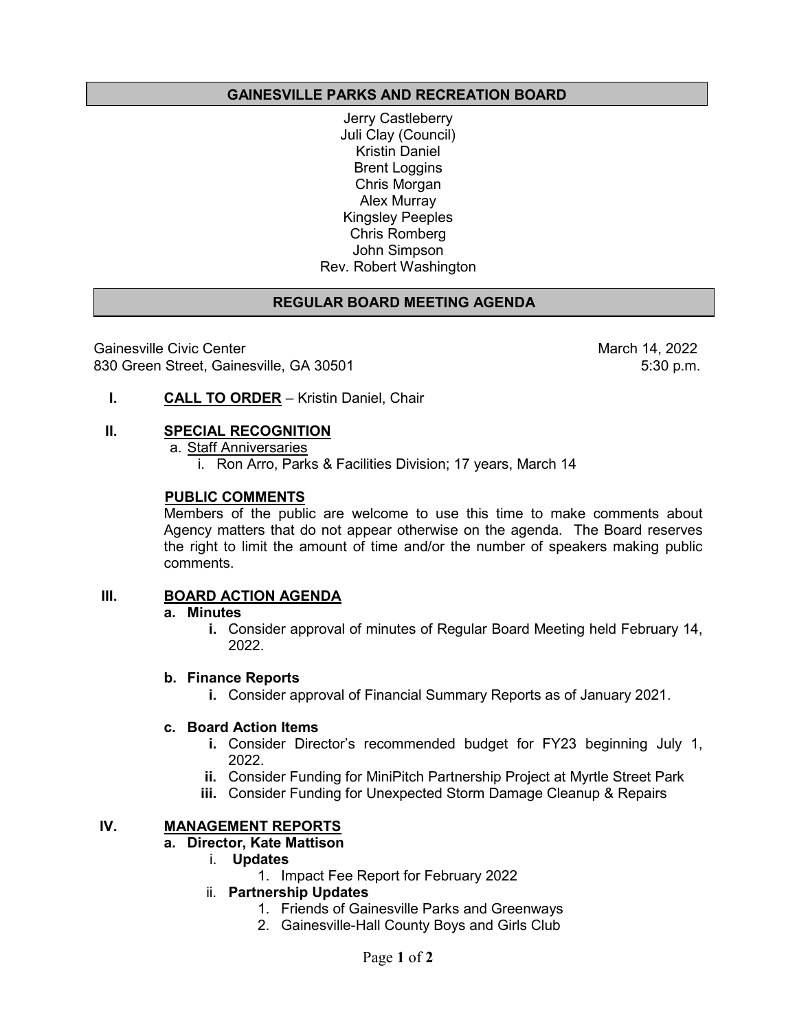# GAINESVILLE PARKS AND RECREATION BOARD

Jerry Castleberry
Juli Clay (Council)
Kristin Daniel
Brent Loggins
Chris Morgan
Alex Murray
Kingsley Peeples
Chris Romberg
John Simpson
Rev. Robert Washington

## REGULAR BOARD MEETING AGENDA

Gainesville Civic Center
830 Green Street, Gainesville, GA 30501

March 14, 2022
5:30 p.m.

**I. CALL TO ORDER** – Kristin Daniel, Chair

**II. SPECIAL RECOGNITION**

a. Staff Anniversaries
   - i. Ron Arro, Parks & Facilities Division; 17 years, March 14

**PUBLIC COMMENTS**

Members of the public are welcome to use this time to make comments about Agency matters that do not appear otherwise on the agenda. The Board reserves the right to limit the amount of time and/or the number of speakers making public comments.

**III. BOARD ACTION AGENDA**

**a. Minutes**
   - **i.** Consider approval of minutes of Regular Board Meeting held February 14, 2022.

**b. Finance Reports**
   - **i.** Consider approval of Financial Summary Reports as of January 2021.

**c. Board Action Items**
   - **i.** Consider Director's recommended budget for FY23 beginning July 1, 2022.
   - **ii.** Consider Funding for MiniPitch Partnership Project at Myrtle Street Park
   - **iii.** Consider Funding for Unexpected Storm Damage Cleanup & Repairs

**IV. MANAGEMENT REPORTS**

**a. Director, Kate Mattison**
   - i. **Updates**
     1. Impact Fee Report for February 2022
   - ii. **Partnership Updates**
     1. Friends of Gainesville Parks and Greenways
     2. Gainesville-Hall County Boys and Girls Club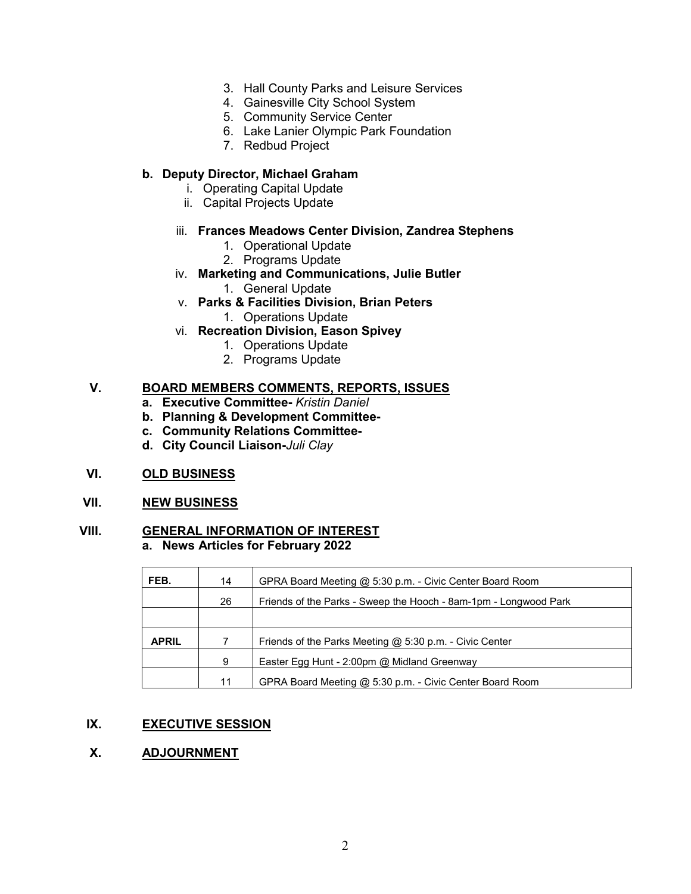3. Hall County Parks and Leisure Services
4. Gainesville City School System
5. Community Service Center
6. Lake Lanier Olympic Park Foundation
7. Redbud Project

**b. Deputy Director, Michael Graham**

i. Operating Capital Update

ii. Capital Projects Update

iii. **Frances Meadows Center Division, Zandrea Stephens**

1. Operational Update
2. Programs Update

iv. **Marketing and Communications, Julie Butler**

1. General Update

v. **Parks & Facilities Division, Brian Peters**

1. Operations Update

vi. **Recreation Division, Eason Spivey**

1. Operations Update
2. Programs Update

## V. BOARD MEMBERS COMMENTS, REPORTS, ISSUES

**a. Executive Committee-** *Kristin Daniel*

**b. Planning & Development Committee-**

**c. Community Relations Committee-**

**d. City Council Liaison-***Juli Clay*

## VI. OLD BUSINESS

## VII. NEW BUSINESS

## VIII. GENERAL INFORMATION OF INTEREST

**a. News Articles for February 2022**

| | | |
|---|---|---|
| **FEB.** | 14 | GPRA Board Meeting @ 5:30 p.m. - Civic Center Board Room |
| | 26 | Friends of the Parks - Sweep the Hooch - 8am-1pm - Longwood Park |
| | | |
| **APRIL** | 7 | Friends of the Parks Meeting @ 5:30 p.m. - Civic Center |
| | 9 | Easter Egg Hunt - 2:00pm @ Midland Greenway |
| | 11 | GPRA Board Meeting @ 5:30 p.m. - Civic Center Board Room |

## IX. EXECUTIVE SESSION

## X. ADJOURNMENT